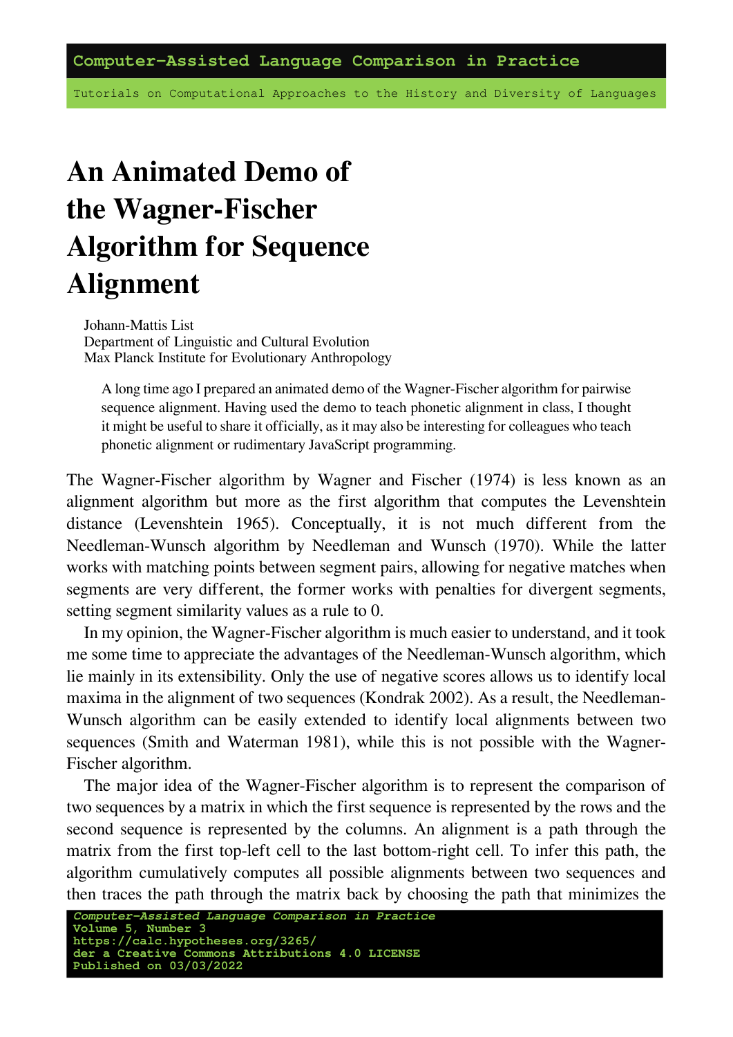# An Animated Demo of the Wagner-Fischer Algorithm for Sequence Alignment

Johann-Mattis List
Department of Linguistic and Cultural Evolution
Max Planck Institute for Evolutionary Anthropology

> A long time ago I prepared an animated demo of the Wagner-Fischer algorithm for pairwise sequence alignment. Having used the demo to teach phonetic alignment in class, I thought it might be useful to share it officially, as it may also be interesting for colleagues who teach phonetic alignment or rudimentary JavaScript programming.

The Wagner-Fischer algorithm by Wagner and Fischer (1974) is less known as an alignment algorithm but more as the first algorithm that computes the Levenshtein distance (Levenshtein 1965). Conceptually, it is not much different from the Needleman-Wunsch algorithm by Needleman and Wunsch (1970). While the latter works with matching points between segment pairs, allowing for negative matches when segments are very different, the former works with penalties for divergent segments, setting segment similarity values as a rule to 0.

In my opinion, the Wagner-Fischer algorithm is much easier to understand, and it took me some time to appreciate the advantages of the Needleman-Wunsch algorithm, which lie mainly in its extensibility. Only the use of negative scores allows us to identify local maxima in the alignment of two sequences (Kondrak 2002). As a result, the Needleman-Wunsch algorithm can be easily extended to identify local alignments between two sequences (Smith and Waterman 1981), while this is not possible with the Wagner-Fischer algorithm.

The major idea of the Wagner-Fischer algorithm is to represent the comparison of two sequences by a matrix in which the first sequence is represented by the rows and the second sequence is represented by the columns. An alignment is a path through the matrix from the first top-left cell to the last bottom-right cell. To infer this path, the algorithm cumulatively computes all possible alignments between two sequences and then traces the path through the matrix back by choosing the path that minimizes the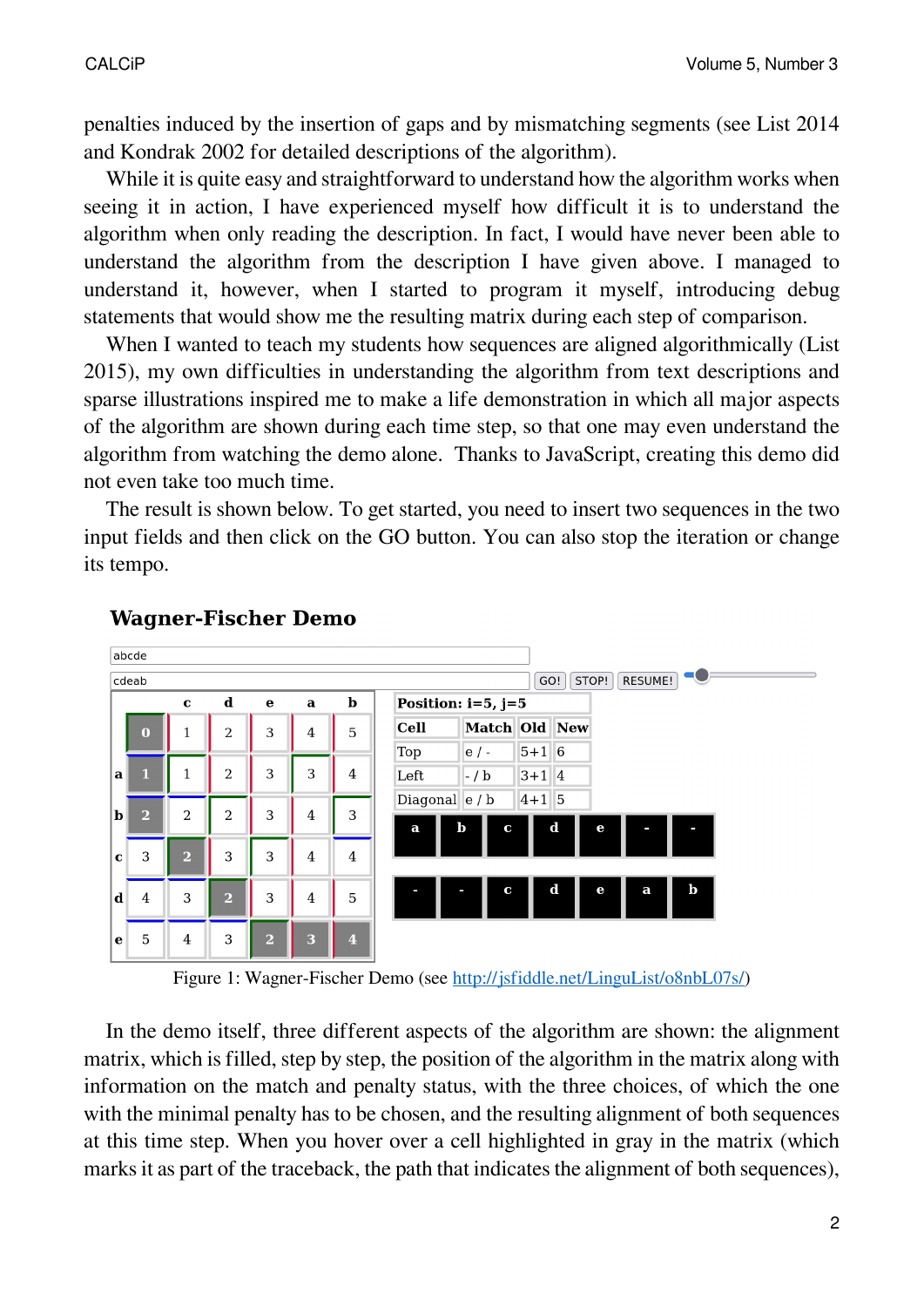penalties induced by the insertion of gaps and by mismatching segments (see List 2014 and Kondrak 2002 for detailed descriptions of the algorithm).

While it is quite easy and straightforward to understand how the algorithm works when seeing it in action, I have experienced myself how difficult it is to understand the algorithm when only reading the description. In fact, I would have never been able to understand the algorithm from the description I have given above. I managed to understand it, however, when I started to program it myself, introducing debug statements that would show me the resulting matrix during each step of comparison.

When I wanted to teach my students how sequences are aligned algorithmically (List 2015), my own difficulties in understanding the algorithm from text descriptions and sparse illustrations inspired me to make a life demonstration in which all major aspects of the algorithm are shown during each time step, so that one may even understand the algorithm from watching the demo alone. Thanks to JavaScript, creating this demo did not even take too much time.

The result is shown below. To get started, you need to insert two sequences in the two input fields and then click on the GO button. You can also stop the iteration or change its tempo.

### Wagner-Fischer Demo

abcde

cdeab

GO! STOP! RESUME!

| | | c | d | e | a | b |
|---|---|---|---|---|---|---|
| | 0 | 1 | 2 | 3 | 4 | 5 |
| a | 1 | 1 | 2 | 3 | 3 | 4 |
| b | 2 | 2 | 2 | 3 | 4 | 3 |
| c | 3 | 2 | 3 | 3 | 4 | 4 |
| d | 4 | 3 | 2 | 3 | 4 | 5 |
| e | 5 | 4 | 3 | 2 | 3 | 4 |

**Position: i=5, j=5**

| Cell | Match | Old | New |
|---|---|---|---|
| Top | e / - | 5+1 | 6 |
| Left | - / b | 3+1 | 4 |
| Diagonal | e / b | 4+1 | 5 |

| a | b | c | d | e | - | - |
|---|---|---|---|---|---|---|
| - | - | c | d | e | a | b |

Figure 1: Wagner-Fischer Demo (see http://jsfiddle.net/LinguList/o8nbL07s/)

In the demo itself, three different aspects of the algorithm are shown: the alignment matrix, which is filled, step by step, the position of the algorithm in the matrix along with information on the match and penalty status, with the three choices, of which the one with the minimal penalty has to be chosen, and the resulting alignment of both sequences at this time step. When you hover over a cell highlighted in gray in the matrix (which marks it as part of the traceback, the path that indicates the alignment of both sequences),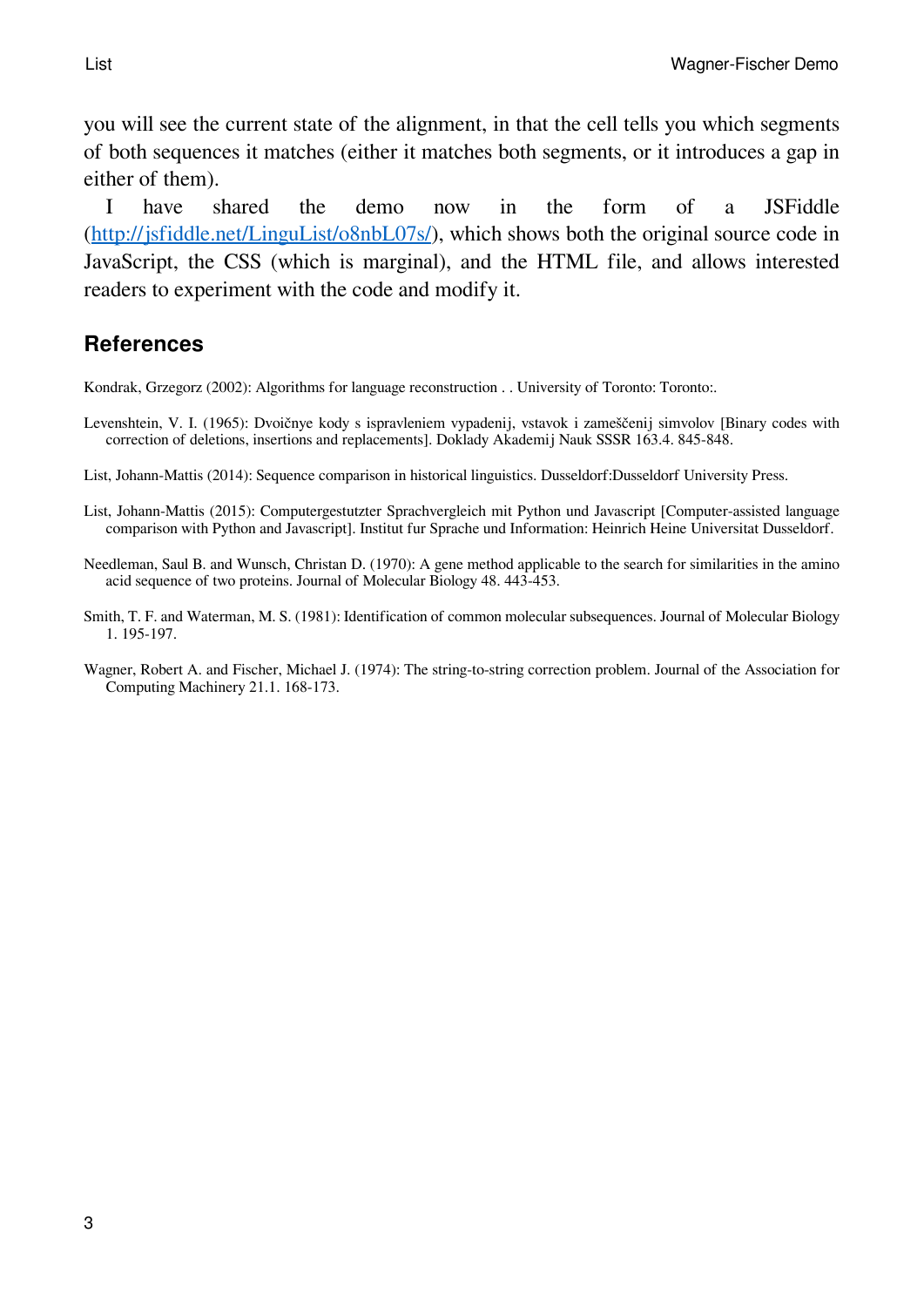you will see the current state of the alignment, in that the cell tells you which segments of both sequences it matches (either it matches both segments, or it introduces a gap in either of them).

I have shared the demo now in the form of a JSFiddle (http://jsfiddle.net/LinguList/o8nbL07s/), which shows both the original source code in JavaScript, the CSS (which is marginal), and the HTML file, and allows interested readers to experiment with the code and modify it.

## References

Kondrak, Grzegorz (2002): Algorithms for language reconstruction . . University of Toronto: Toronto:.

Levenshtein, V. I. (1965): Dvoičnye kody s ispravleniem vypadenij, vstavok i zameščenij simvolov [Binary codes with correction of deletions, insertions and replacements]. Doklady Akademij Nauk SSSR 163.4. 845-848.

List, Johann-Mattis (2014): Sequence comparison in historical linguistics. Dusseldorf:Dusseldorf University Press.

List, Johann-Mattis (2015): Computergestutzter Sprachvergleich mit Python und Javascript [Computer-assisted language comparison with Python and Javascript]. Institut fur Sprache und Information: Heinrich Heine Universitat Dusseldorf.

Needleman, Saul B. and Wunsch, Christan D. (1970): A gene method applicable to the search for similarities in the amino acid sequence of two proteins. Journal of Molecular Biology 48. 443-453.

Smith, T. F. and Waterman, M. S. (1981): Identification of common molecular subsequences. Journal of Molecular Biology 1. 195-197.

Wagner, Robert A. and Fischer, Michael J. (1974): The string-to-string correction problem. Journal of the Association for Computing Machinery 21.1. 168-173.